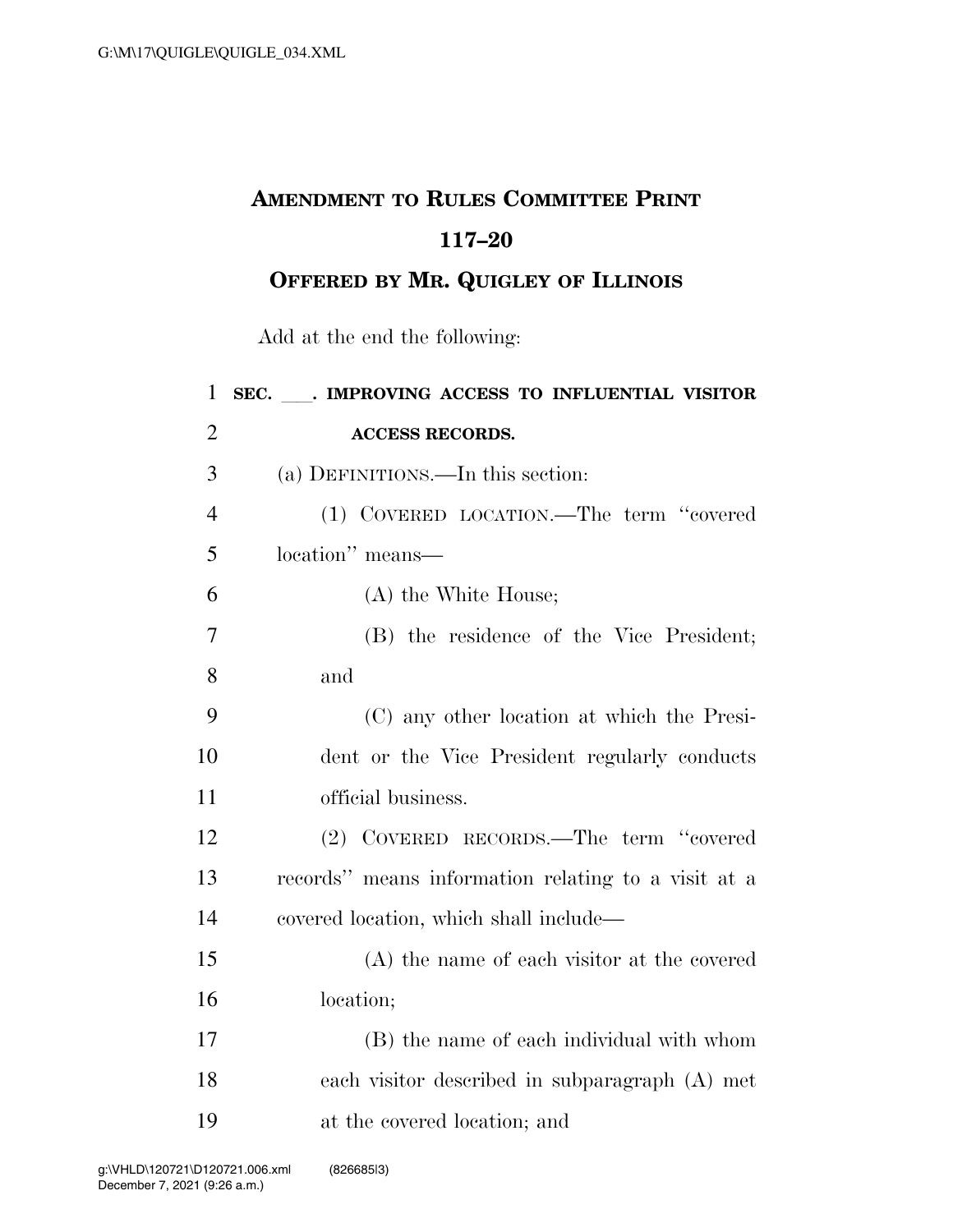# AMENDMENT TO RULES COMMITTEE PRINT 117–20

## OFFERED BY MR. QUIGLEY OF ILLINOIS

Add at the end the following:

**SEC. ___. IMPROVING ACCESS TO INFLUENTIAL VISITOR ACCESS RECORDS.**

(a) DEFINITIONS.—In this section:

(1) COVERED LOCATION.—The term "covered location" means—

(A) the White House;

(B) the residence of the Vice President; and

(C) any other location at which the President or the Vice President regularly conducts official business.

(2) COVERED RECORDS.—The term "covered records" means information relating to a visit at a covered location, which shall include—

(A) the name of each visitor at the covered location;

(B) the name of each individual with whom each visitor described in subparagraph (A) met at the covered location; and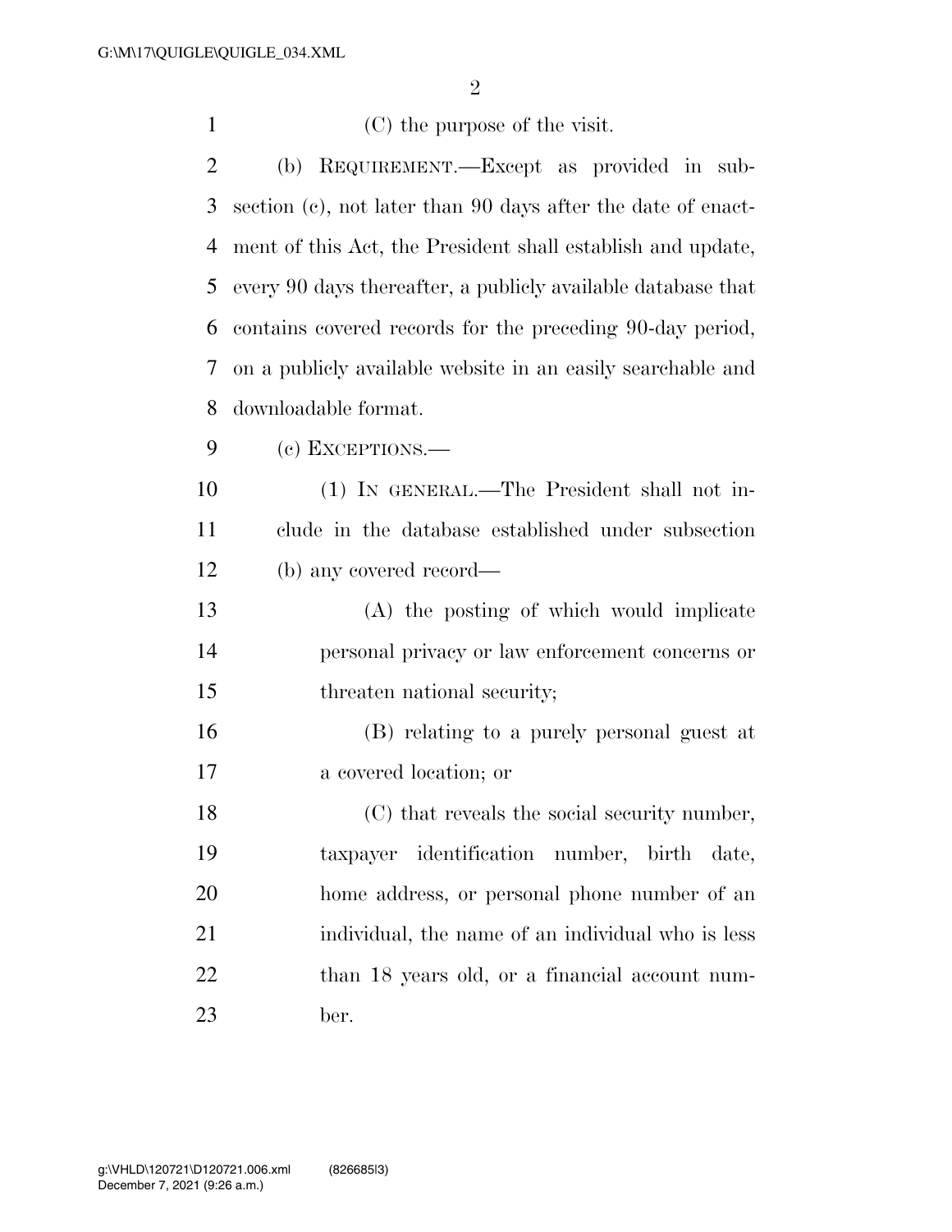(C) the purpose of the visit.

(b) REQUIREMENT.—Except as provided in subsection (c), not later than 90 days after the date of enactment of this Act, the President shall establish and update, every 90 days thereafter, a publicly available database that contains covered records for the preceding 90-day period, on a publicly available website in an easily searchable and downloadable format.

(c) EXCEPTIONS.—

(1) IN GENERAL.—The President shall not include in the database established under subsection (b) any covered record—

(A) the posting of which would implicate personal privacy or law enforcement concerns or threaten national security;

(B) relating to a purely personal guest at a covered location; or

(C) that reveals the social security number, taxpayer identification number, birth date, home address, or personal phone number of an individual, the name of an individual who is less than 18 years old, or a financial account number.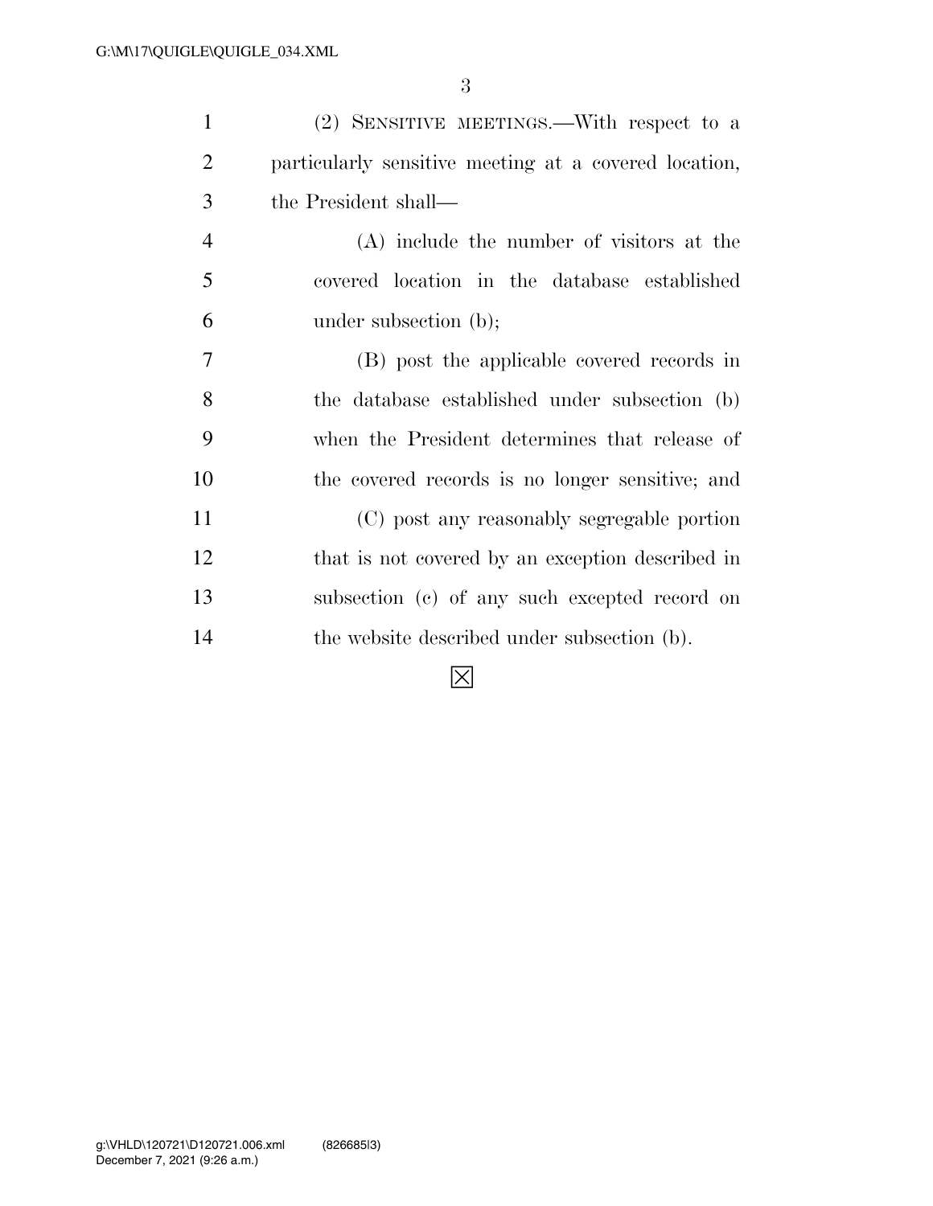(2) SENSITIVE MEETINGS.—With respect to a particularly sensitive meeting at a covered location, the President shall—

(A) include the number of visitors at the covered location in the database established under subsection (b);

(B) post the applicable covered records in the database established under subsection (b) when the President determines that release of the covered records is no longer sensitive; and

(C) post any reasonably segregable portion that is not covered by an exception described in subsection (c) of any such excepted record on the website described under subsection (b).

☒